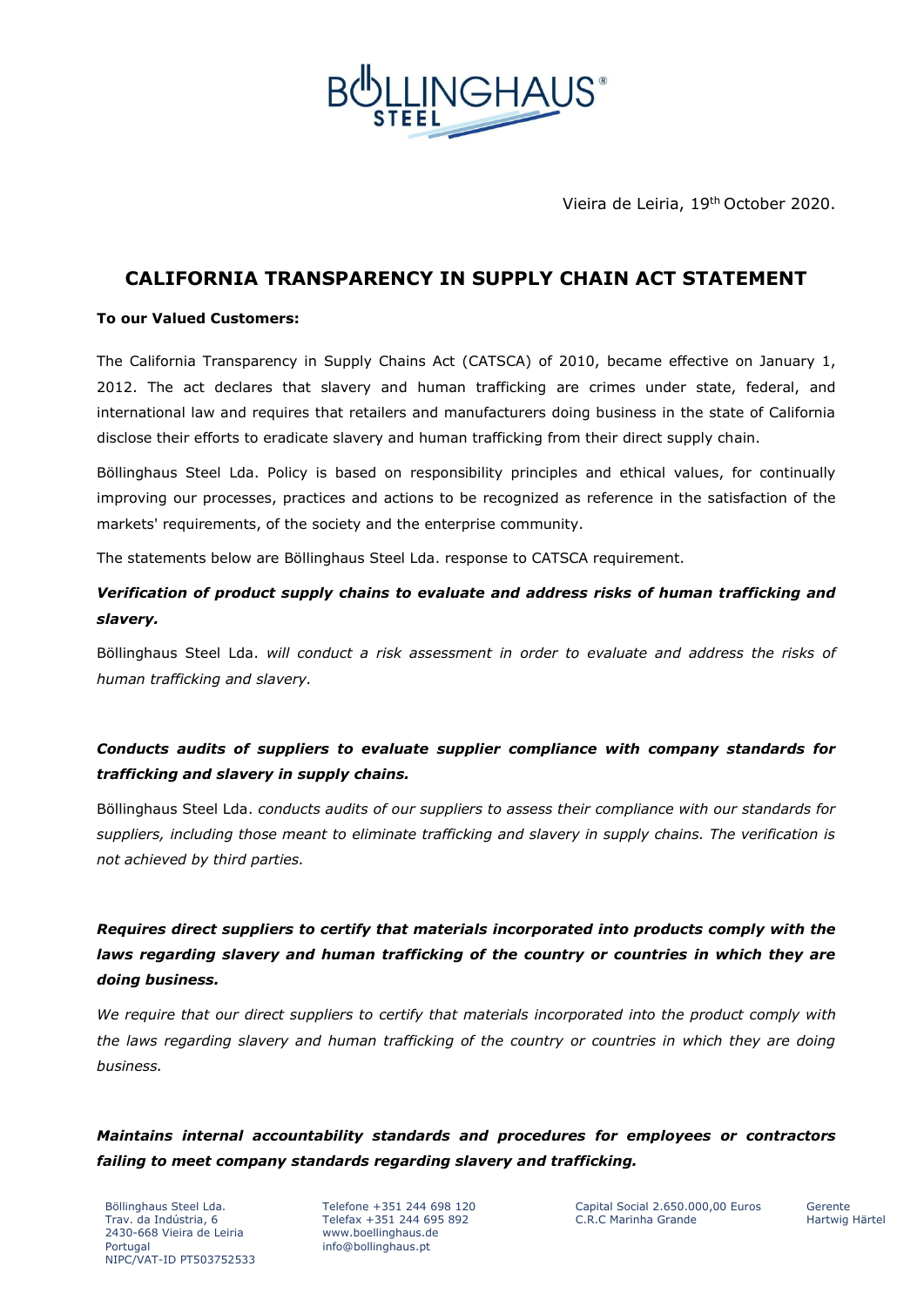Vieira de Leiria, 19th October 2020.

# CALIFORNIA TRANSPARENCY IN SUPPLY CHAIN ACT STATEMENT

**To our Valued Customers:**

The California Transparency in Supply Chains Act (CATSCA) of 2010, became effective on January 1, 2012. The act declares that slavery and human trafficking are crimes under state, federal, and international law and requires that retailers and manufacturers doing business in the state of California disclose their efforts to eradicate slavery and human trafficking from their direct supply chain.

Böllinghaus Steel Lda. Policy is based on responsibility principles and ethical values, for continually improving our processes, practices and actions to be recognized as reference in the satisfaction of the markets' requirements, of the society and the enterprise community.

The statements below are Böllinghaus Steel Lda. response to CATSCA requirement.

***Verification of product supply chains to evaluate and address risks of human trafficking and slavery.***

Böllinghaus Steel Lda. *will conduct a risk assessment in order to evaluate and address the risks of human trafficking and slavery.*

***Conducts audits of suppliers to evaluate supplier compliance with company standards for trafficking and slavery in supply chains.***

Böllinghaus Steel Lda. *conducts audits of our suppliers to assess their compliance with our standards for suppliers, including those meant to eliminate trafficking and slavery in supply chains. The verification is not achieved by third parties.*

***Requires direct suppliers to certify that materials incorporated into products comply with the laws regarding slavery and human trafficking of the country or countries in which they are doing business.***

*We require that our direct suppliers to certify that materials incorporated into the product comply with the laws regarding slavery and human trafficking of the country or countries in which they are doing business.*

***Maintains internal accountability standards and procedures for employees or contractors failing to meet company standards regarding slavery and trafficking.***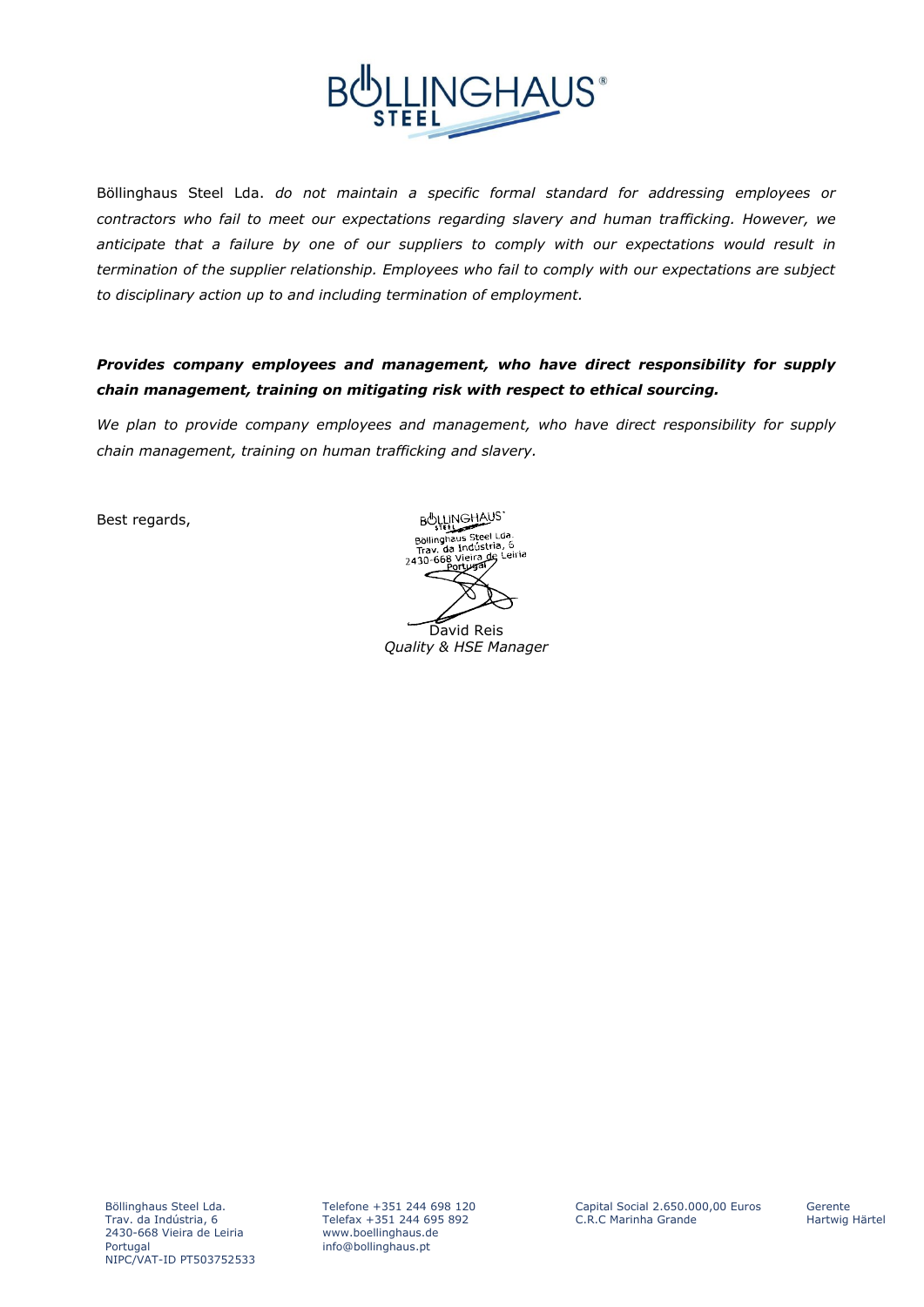Böllinghaus Steel Lda. *do not maintain a specific formal standard for addressing employees or contractors who fail to meet our expectations regarding slavery and human trafficking. However, we anticipate that a failure by one of our suppliers to comply with our expectations would result in termination of the supplier relationship. Employees who fail to comply with our expectations are subject to disciplinary action up to and including termination of employment.*

***Provides company employees and management, who have direct responsibility for supply chain management, training on mitigating risk with respect to ethical sourcing.***

*We plan to provide company employees and management, who have direct responsibility for supply chain management, training on human trafficking and slavery.*

Best regards,

Böllinghaus Steel Lda.
Trav. da Indústria, 6
2430-668 Vieira de Leiria
Portugal

David Reis
*Quality & HSE Manager*

Böllinghaus Steel Lda.
Trav. da Indústria, 6
2430-668 Vieira de Leiria
Portugal
NIPC/VAT-ID PT503752533

Telefone +351 244 698 120
Telefax +351 244 695 892
www.boellinghaus.de
info@bollinghaus.pt

Capital Social 2.650.000,00 Euros
C.R.C Marinha Grande

Gerente
Hartwig Härtel